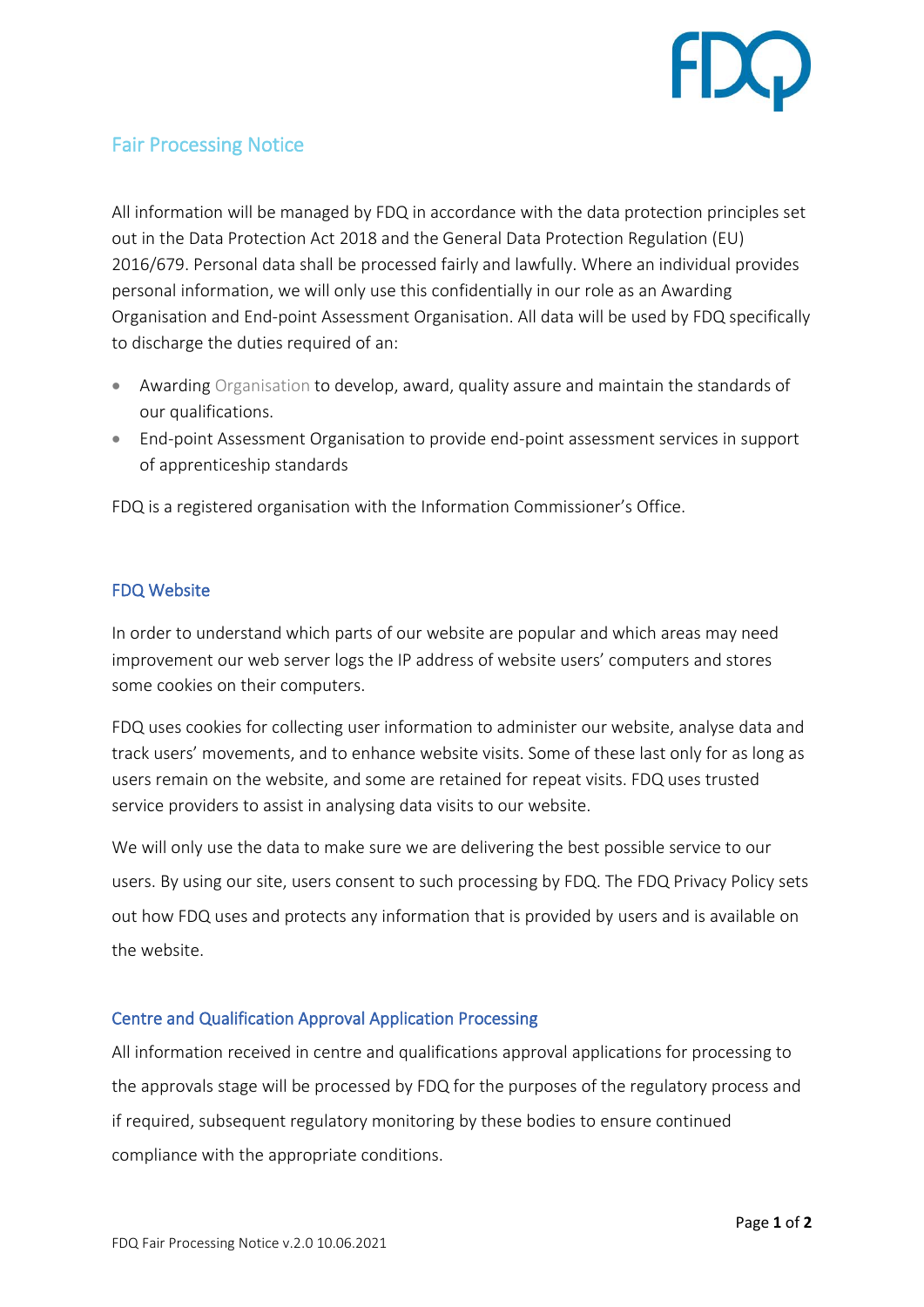# Fair Processing Notice

All information will be managed by FDQ in accordance with the data protection principles set out in the Data Protection Act 2018 and the General Data Protection Regulation (EU) 2016/679. Personal data shall be processed fairly and lawfully. Where an individual provides personal information, we will only use this confidentially in our role as an Awarding Organisation and End-point Assessment Organisation. All data will be used by FDQ specifically to discharge the duties required of an:

- Awarding Organisation to develop, award, quality assure and maintain the standards of our qualifications.
- End-point Assessment Organisation to provide end-point assessment services in support of apprenticeship standards

FDQ is a registered organisation with the Information Commissioner's Office.

## FDQ Website

In order to understand which parts of our website are popular and which areas may need improvement our web server logs the IP address of website users' computers and stores some cookies on their computers.

FDQ uses cookies for collecting user information to administer our website, analyse data and track users' movements, and to enhance website visits. Some of these last only for as long as users remain on the website, and some are retained for repeat visits. FDQ uses trusted service providers to assist in analysing data visits to our website.

We will only use the data to make sure we are delivering the best possible service to our users. By using our site, users consent to such processing by FDQ. The FDQ Privacy Policy sets out how FDQ uses and protects any information that is provided by users and is available on the website.

## Centre and Qualification Approval Application Processing

All information received in centre and qualifications approval applications for processing to the approvals stage will be processed by FDQ for the purposes of the regulatory process and if required, subsequent regulatory monitoring by these bodies to ensure continued compliance with the appropriate conditions.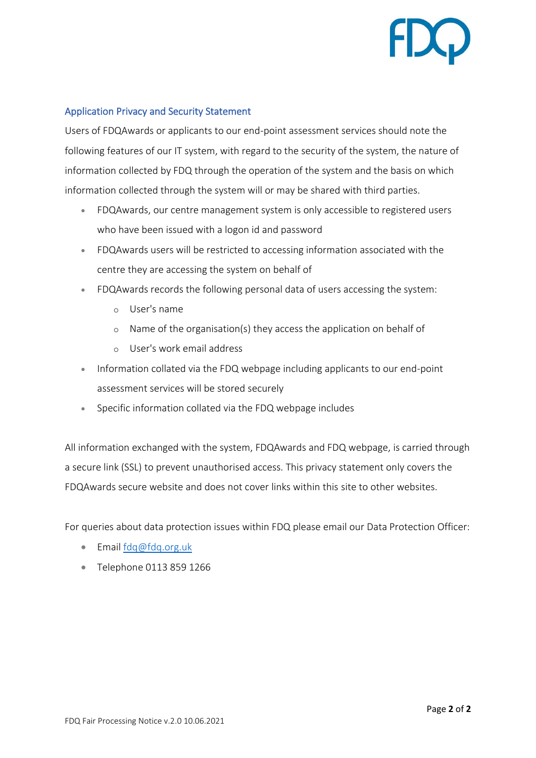## Application Privacy and Security Statement

Users of FDQAwards or applicants to our end-point assessment services should note the following features of our IT system, with regard to the security of the system, the nature of information collected by FDQ through the operation of the system and the basis on which information collected through the system will or may be shared with third parties.

- FDQAwards, our centre management system is only accessible to registered users who have been issued with a logon id and password
- FDQAwards users will be restricted to accessing information associated with the centre they are accessing the system on behalf of
- FDQAwards records the following personal data of users accessing the system:
  - User's name
  - Name of the organisation(s) they access the application on behalf of
  - User's work email address
- Information collated via the FDQ webpage including applicants to our end-point assessment services will be stored securely
- Specific information collated via the FDQ webpage includes

All information exchanged with the system, FDQAwards and FDQ webpage, is carried through a secure link (SSL) to prevent unauthorised access. This privacy statement only covers the FDQAwards secure website and does not cover links within this site to other websites.

For queries about data protection issues within FDQ please email our Data Protection Officer:

- Email fdq@fdq.org.uk
- Telephone 0113 859 1266

FDQ Fair Processing Notice v.2.0 10.06.2021